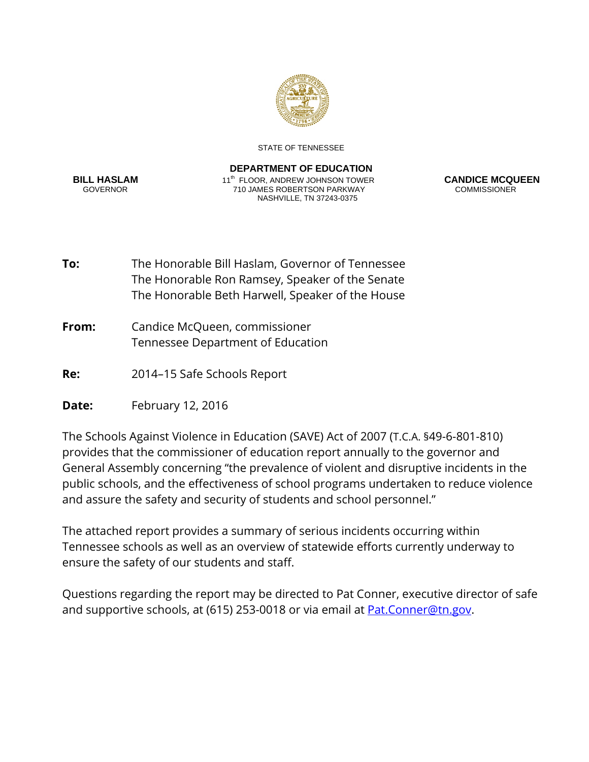STATE OF TENNESSEE

**DEPARTMENT OF EDUCATION**
11th FLOOR, ANDREW JOHNSON TOWER
710 JAMES ROBERTSON PARKWAY
NASHVILLE, TN 37243-0375

**BILL HASLAM**
GOVERNOR

**CANDICE MCQUEEN**
COMMISSIONER

**To:** The Honorable Bill Haslam, Governor of Tennessee
The Honorable Ron Ramsey, Speaker of the Senate
The Honorable Beth Harwell, Speaker of the House

**From:** Candice McQueen, commissioner
Tennessee Department of Education

**Re:** 2014–15 Safe Schools Report

**Date:** February 12, 2016

The Schools Against Violence in Education (SAVE) Act of 2007 (T.C.A. §49-6-801-810) provides that the commissioner of education report annually to the governor and General Assembly concerning "the prevalence of violent and disruptive incidents in the public schools, and the effectiveness of school programs undertaken to reduce violence and assure the safety and security of students and school personnel."

The attached report provides a summary of serious incidents occurring within Tennessee schools as well as an overview of statewide efforts currently underway to ensure the safety of our students and staff.

Questions regarding the report may be directed to Pat Conner, executive director of safe and supportive schools, at (615) 253-0018 or via email at Pat.Conner@tn.gov.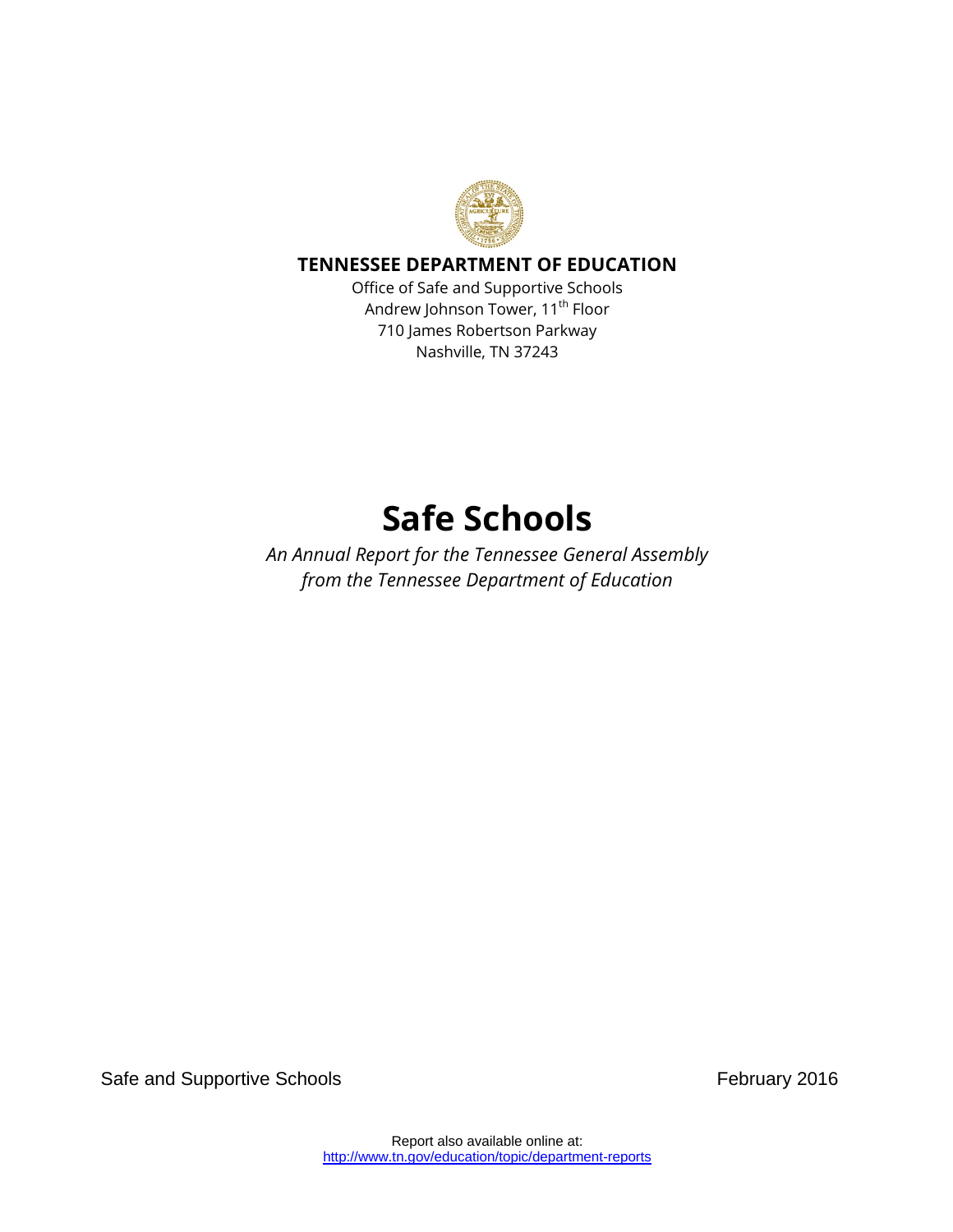**TENNESSEE DEPARTMENT OF EDUCATION**

Office of Safe and Supportive Schools
Andrew Johnson Tower, 11th Floor
710 James Robertson Parkway
Nashville, TN 37243

# Safe Schools

*An Annual Report for the Tennessee General Assembly from the Tennessee Department of Education*

Safe and Supportive Schools

February 2016

Report also available online at:
http://www.tn.gov/education/topic/department-reports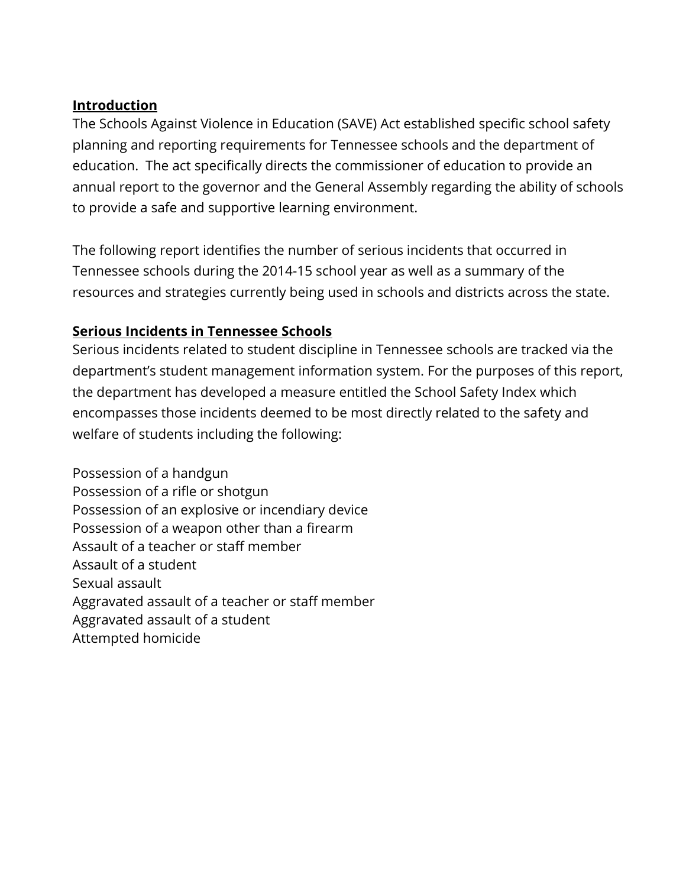## Introduction

The Schools Against Violence in Education (SAVE) Act established specific school safety planning and reporting requirements for Tennessee schools and the department of education. The act specifically directs the commissioner of education to provide an annual report to the governor and the General Assembly regarding the ability of schools to provide a safe and supportive learning environment.

The following report identifies the number of serious incidents that occurred in Tennessee schools during the 2014-15 school year as well as a summary of the resources and strategies currently being used in schools and districts across the state.

## Serious Incidents in Tennessee Schools

Serious incidents related to student discipline in Tennessee schools are tracked via the department's student management information system. For the purposes of this report, the department has developed a measure entitled the School Safety Index which encompasses those incidents deemed to be most directly related to the safety and welfare of students including the following:

Possession of a handgun
Possession of a rifle or shotgun
Possession of an explosive or incendiary device
Possession of a weapon other than a firearm
Assault of a teacher or staff member
Assault of a student
Sexual assault
Aggravated assault of a teacher or staff member
Aggravated assault of a student
Attempted homicide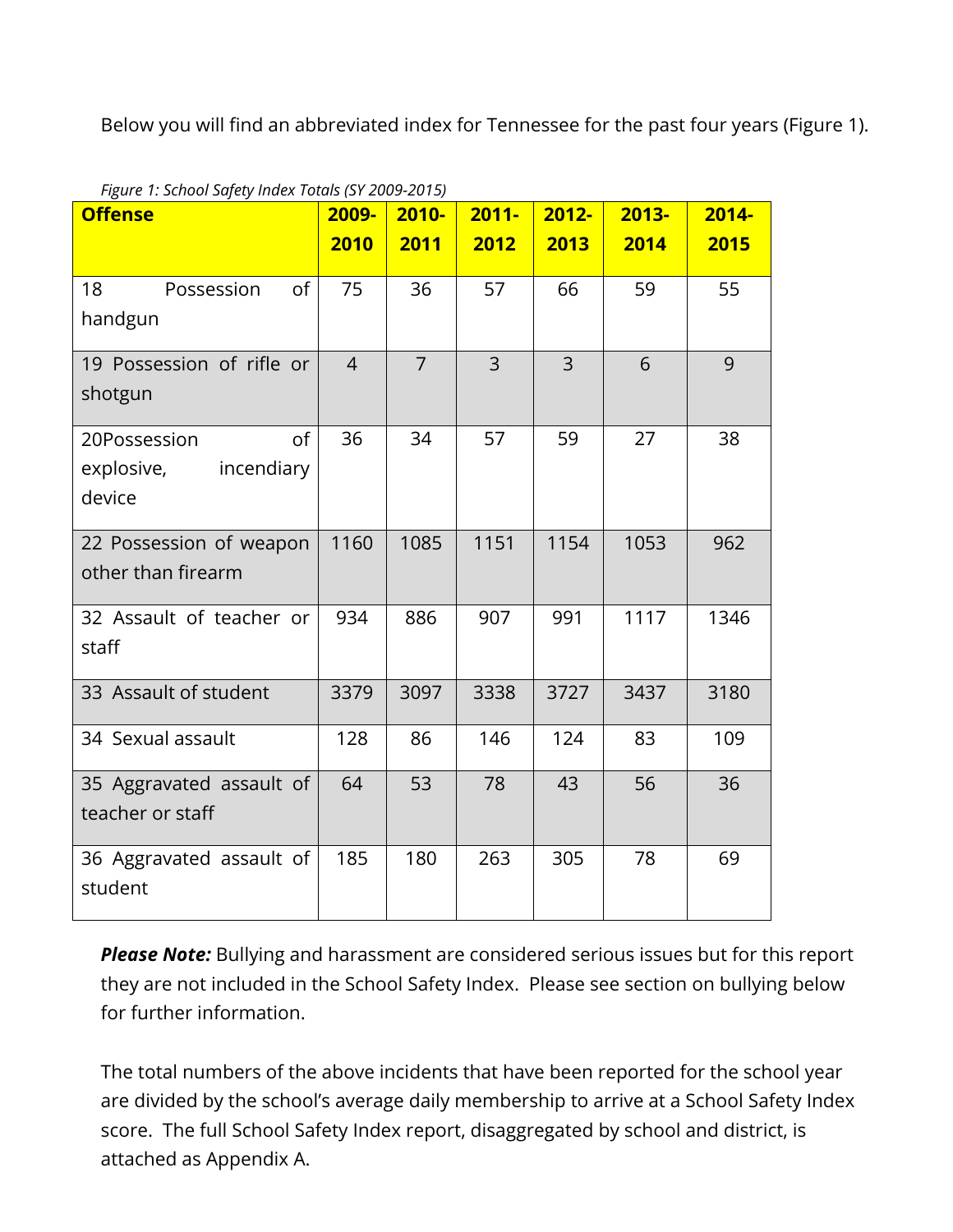Below you will find an abbreviated index for Tennessee for the past four years (Figure 1).

*Figure 1: School Safety Index Totals (SY 2009-2015)*

| Offense | 2009-2010 | 2010-2011 | 2011-2012 | 2012-2013 | 2013-2014 | 2014-2015 |
|---|---|---|---|---|---|---|
| 18 Possession of handgun | 75 | 36 | 57 | 66 | 59 | 55 |
| 19 Possession of rifle or shotgun | 4 | 7 | 3 | 3 | 6 | 9 |
| 20Possession of explosive, incendiary device | 36 | 34 | 57 | 59 | 27 | 38 |
| 22 Possession of weapon other than firearm | 1160 | 1085 | 1151 | 1154 | 1053 | 962 |
| 32 Assault of teacher or staff | 934 | 886 | 907 | 991 | 1117 | 1346 |
| 33 Assault of student | 3379 | 3097 | 3338 | 3727 | 3437 | 3180 |
| 34 Sexual assault | 128 | 86 | 146 | 124 | 83 | 109 |
| 35 Aggravated assault of teacher or staff | 64 | 53 | 78 | 43 | 56 | 36 |
| 36 Aggravated assault of student | 185 | 180 | 263 | 305 | 78 | 69 |

***Please Note:*** Bullying and harassment are considered serious issues but for this report they are not included in the School Safety Index. Please see section on bullying below for further information.

The total numbers of the above incidents that have been reported for the school year are divided by the school's average daily membership to arrive at a School Safety Index score. The full School Safety Index report, disaggregated by school and district, is attached as Appendix A.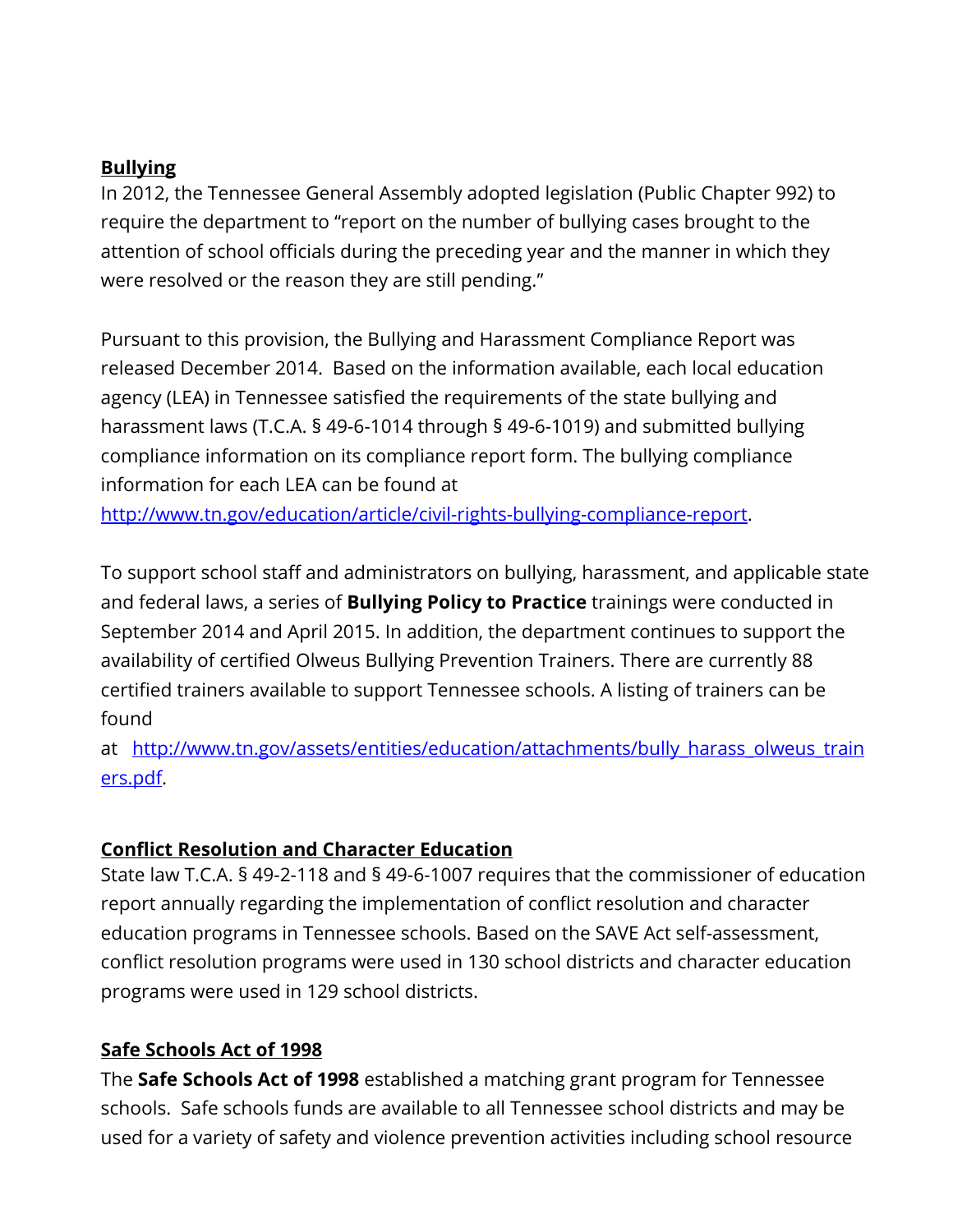## **Bullying**

In 2012, the Tennessee General Assembly adopted legislation (Public Chapter 992) to require the department to "report on the number of bullying cases brought to the attention of school officials during the preceding year and the manner in which they were resolved or the reason they are still pending."

Pursuant to this provision, the Bullying and Harassment Compliance Report was released December 2014. Based on the information available, each local education agency (LEA) in Tennessee satisfied the requirements of the state bullying and harassment laws (T.C.A. § 49-6-1014 through § 49-6-1019) and submitted bullying compliance information on its compliance report form. The bullying compliance information for each LEA can be found at [http://www.tn.gov/education/article/civil-rights-bullying-compliance-report](http://www.tn.gov/education/article/civil-rights-bullying-compliance-report).

To support school staff and administrators on bullying, harassment, and applicable state and federal laws, a series of **Bullying Policy to Practice** trainings were conducted in September 2014 and April 2015. In addition, the department continues to support the availability of certified Olweus Bullying Prevention Trainers. There are currently 88 certified trainers available to support Tennessee schools. A listing of trainers can be found at [http://www.tn.gov/assets/entities/education/attachments/bully_harass_olweus_trainers.pdf](http://www.tn.gov/assets/entities/education/attachments/bully_harass_olweus_trainers.pdf).

## **Conflict Resolution and Character Education**

State law T.C.A. § 49-2-118 and § 49-6-1007 requires that the commissioner of education report annually regarding the implementation of conflict resolution and character education programs in Tennessee schools. Based on the SAVE Act self-assessment, conflict resolution programs were used in 130 school districts and character education programs were used in 129 school districts.

## **Safe Schools Act of 1998**

The **Safe Schools Act of 1998** established a matching grant program for Tennessee schools. Safe schools funds are available to all Tennessee school districts and may be used for a variety of safety and violence prevention activities including school resource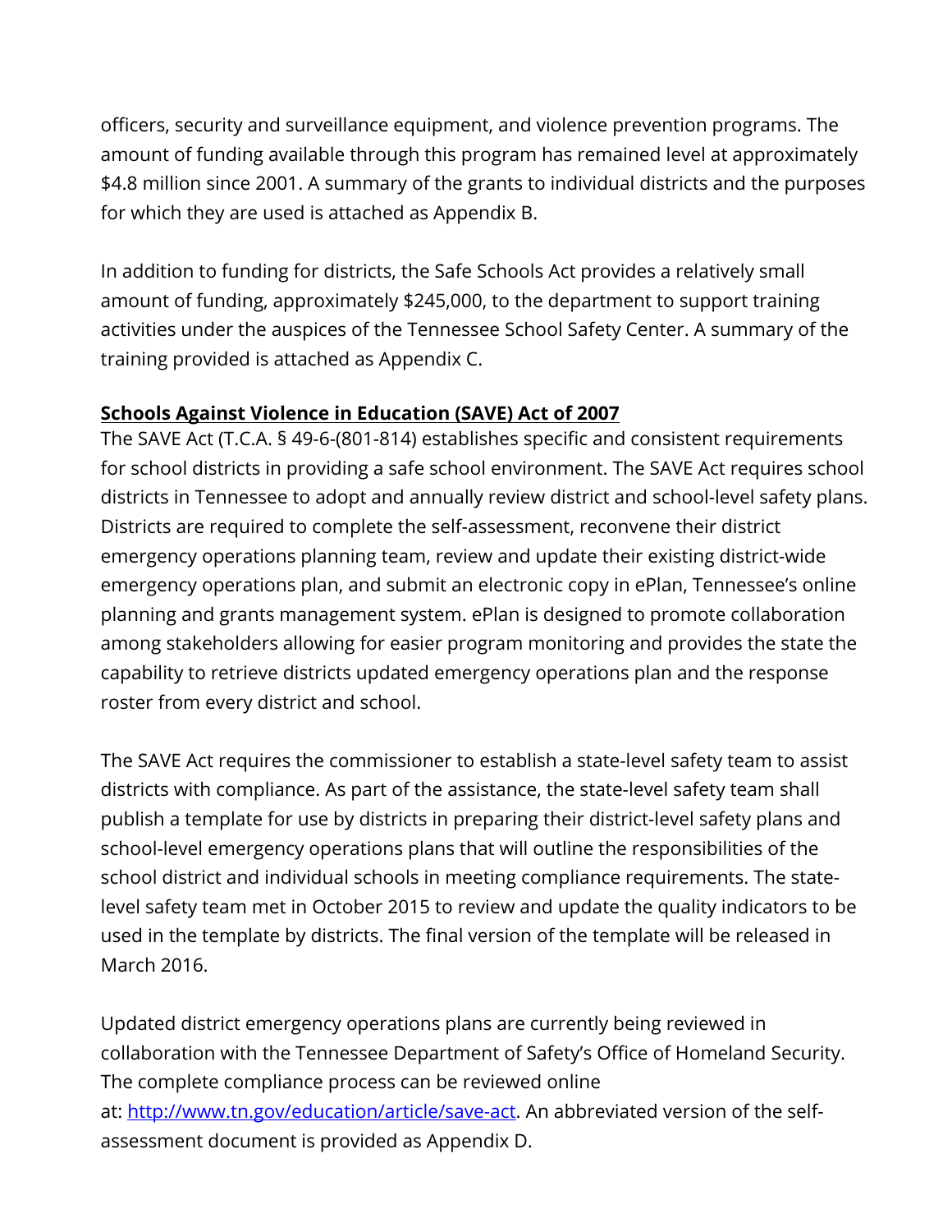officers, security and surveillance equipment, and violence prevention programs. The amount of funding available through this program has remained level at approximately $4.8 million since 2001. A summary of the grants to individual districts and the purposes for which they are used is attached as Appendix B.

In addition to funding for districts, the Safe Schools Act provides a relatively small amount of funding, approximately $245,000, to the department to support training activities under the auspices of the Tennessee School Safety Center. A summary of the training provided is attached as Appendix C.

**Schools Against Violence in Education (SAVE) Act of 2007**

The SAVE Act (T.C.A. § 49-6-(801-814) establishes specific and consistent requirements for school districts in providing a safe school environment. The SAVE Act requires school districts in Tennessee to adopt and annually review district and school-level safety plans. Districts are required to complete the self-assessment, reconvene their district emergency operations planning team, review and update their existing district-wide emergency operations plan, and submit an electronic copy in ePlan, Tennessee's online planning and grants management system. ePlan is designed to promote collaboration among stakeholders allowing for easier program monitoring and provides the state the capability to retrieve districts updated emergency operations plan and the response roster from every district and school.

The SAVE Act requires the commissioner to establish a state-level safety team to assist districts with compliance. As part of the assistance, the state-level safety team shall publish a template for use by districts in preparing their district-level safety plans and school-level emergency operations plans that will outline the responsibilities of the school district and individual schools in meeting compliance requirements. The state-level safety team met in October 2015 to review and update the quality indicators to be used in the template by districts. The final version of the template will be released in March 2016.

Updated district emergency operations plans are currently being reviewed in collaboration with the Tennessee Department of Safety's Office of Homeland Security. The complete compliance process can be reviewed online at: [http://www.tn.gov/education/article/save-act](http://www.tn.gov/education/article/save-act). An abbreviated version of the self-assessment document is provided as Appendix D.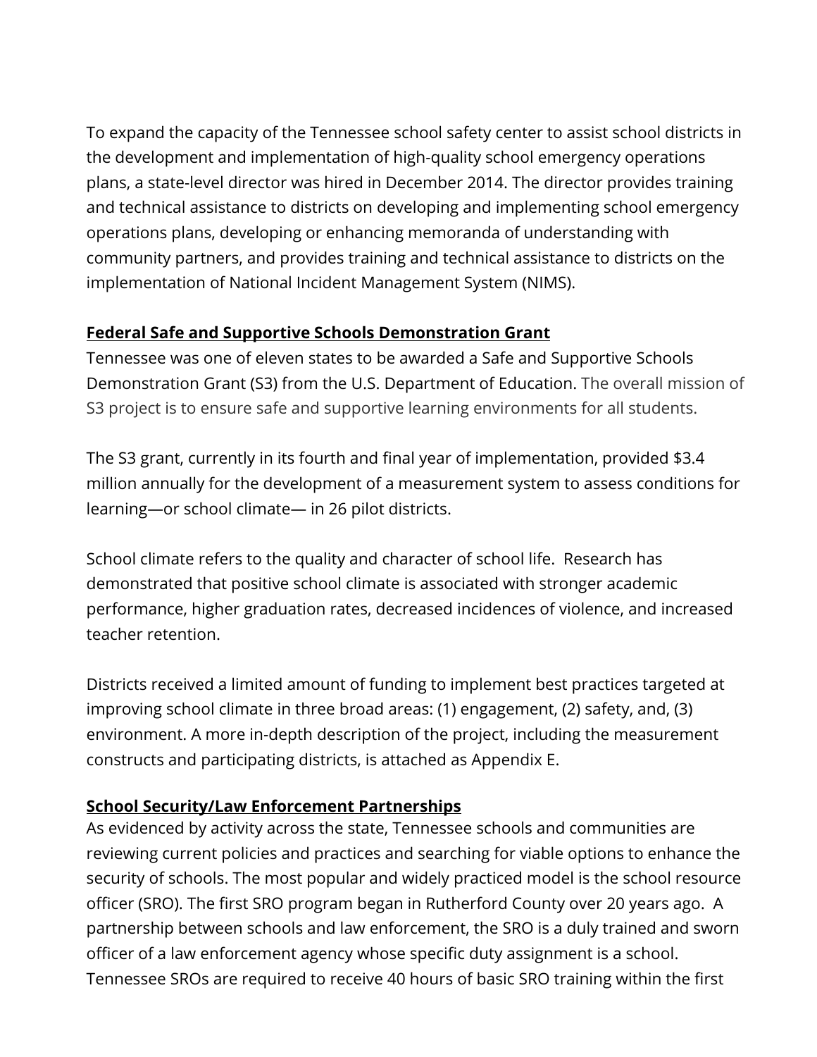To expand the capacity of the Tennessee school safety center to assist school districts in the development and implementation of high-quality school emergency operations plans, a state-level director was hired in December 2014. The director provides training and technical assistance to districts on developing and implementing school emergency operations plans, developing or enhancing memoranda of understanding with community partners, and provides training and technical assistance to districts on the implementation of National Incident Management System (NIMS).

**Federal Safe and Supportive Schools Demonstration Grant**

Tennessee was one of eleven states to be awarded a Safe and Supportive Schools Demonstration Grant (S3) from the U.S. Department of Education. The overall mission of S3 project is to ensure safe and supportive learning environments for all students.

The S3 grant, currently in its fourth and final year of implementation, provided $3.4 million annually for the development of a measurement system to assess conditions for learning—or school climate— in 26 pilot districts.

School climate refers to the quality and character of school life. Research has demonstrated that positive school climate is associated with stronger academic performance, higher graduation rates, decreased incidences of violence, and increased teacher retention.

Districts received a limited amount of funding to implement best practices targeted at improving school climate in three broad areas: (1) engagement, (2) safety, and, (3) environment. A more in-depth description of the project, including the measurement constructs and participating districts, is attached as Appendix E.

**School Security/Law Enforcement Partnerships**

As evidenced by activity across the state, Tennessee schools and communities are reviewing current policies and practices and searching for viable options to enhance the security of schools. The most popular and widely practiced model is the school resource officer (SRO). The first SRO program began in Rutherford County over 20 years ago. A partnership between schools and law enforcement, the SRO is a duly trained and sworn officer of a law enforcement agency whose specific duty assignment is a school. Tennessee SROs are required to receive 40 hours of basic SRO training within the first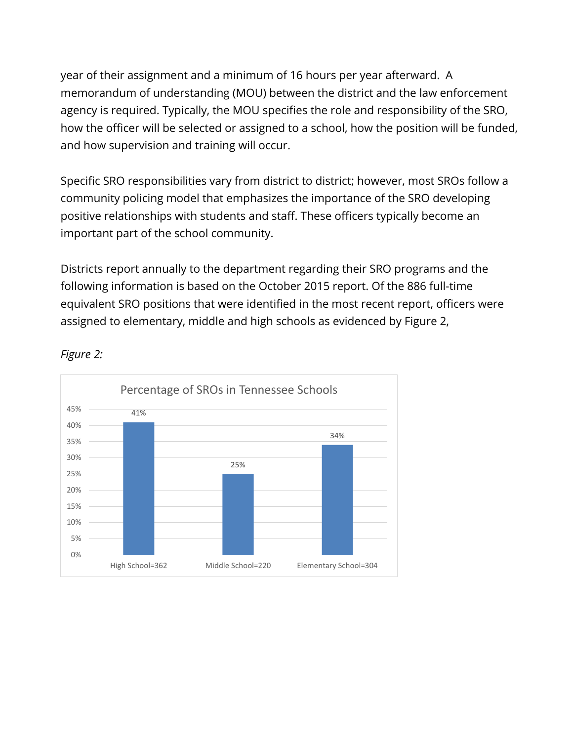year of their assignment and a minimum of 16 hours per year afterward. A memorandum of understanding (MOU) between the district and the law enforcement agency is required. Typically, the MOU specifies the role and responsibility of the SRO, how the officer will be selected or assigned to a school, how the position will be funded, and how supervision and training will occur.

Specific SRO responsibilities vary from district to district; however, most SROs follow a community policing model that emphasizes the importance of the SRO developing positive relationships with students and staff. These officers typically become an important part of the school community.

Districts report annually to the department regarding their SRO programs and the following information is based on the October 2015 report. Of the 886 full-time equivalent SRO positions that were identified in the most recent report, officers were assigned to elementary, middle and high schools as evidenced by Figure 2,

*Figure 2:*

Percentage of SROs in Tennessee Schools

45%
40%
35%
30%
25%
20%
15%
10%
5%
0%

41%
25%
34%

High School=362
Middle School=220
Elementary School=304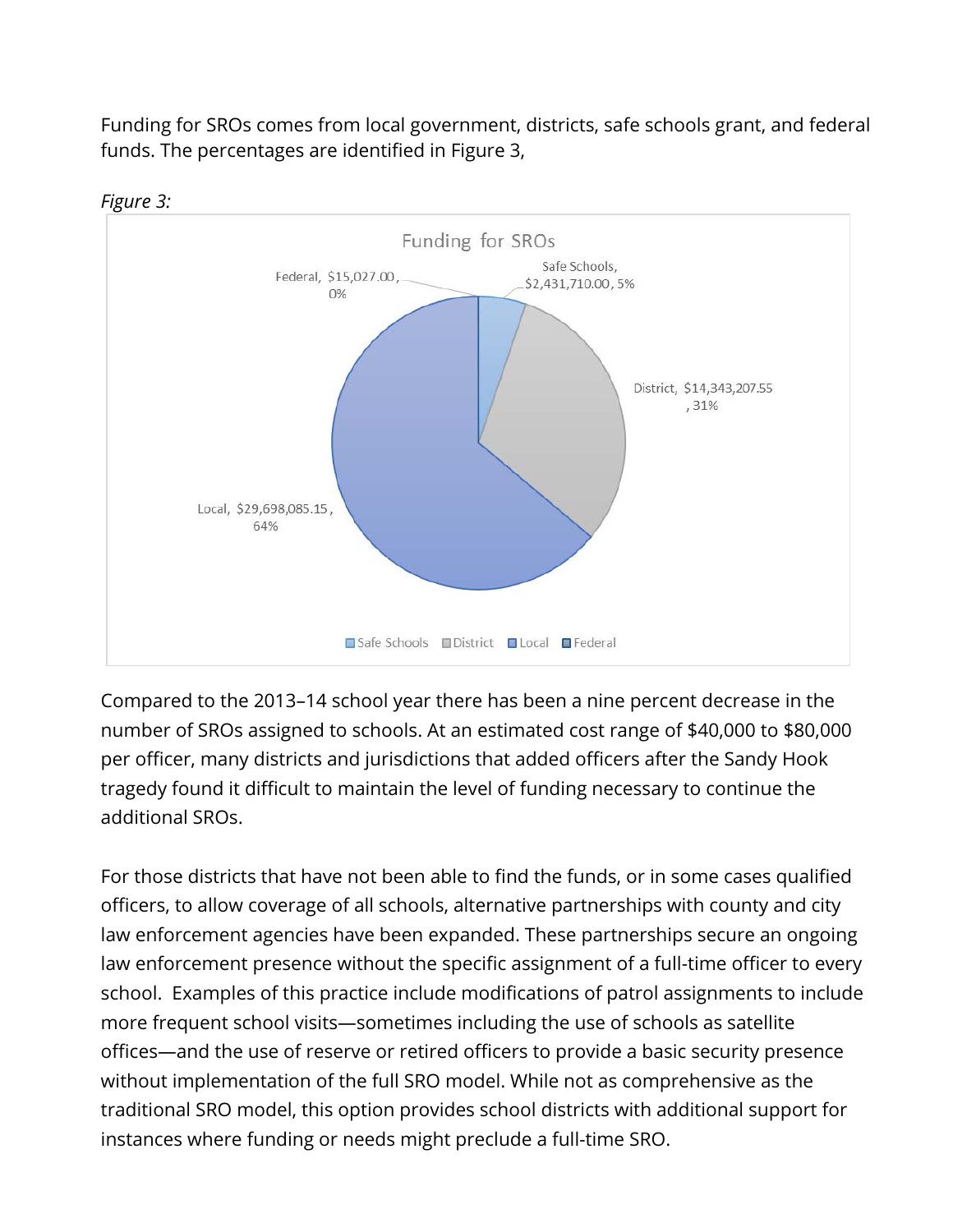Funding for SROs comes from local government, districts, safe schools grant, and federal funds. The percentages are identified in Figure 3,

*Figure 3:*

Funding for SROs

Federal, $15,027.00, 0%

Safe Schools, $2,431,710.00, 5%

District, $14,343,207.55, 31%

Local, $29,698,085.15, 64%

Safe Schools   District   Local   Federal

Compared to the 2013–14 school year there has been a nine percent decrease in the number of SROs assigned to schools. At an estimated cost range of $40,000 to $80,000 per officer, many districts and jurisdictions that added officers after the Sandy Hook tragedy found it difficult to maintain the level of funding necessary to continue the additional SROs.

For those districts that have not been able to find the funds, or in some cases qualified officers, to allow coverage of all schools, alternative partnerships with county and city law enforcement agencies have been expanded. These partnerships secure an ongoing law enforcement presence without the specific assignment of a full-time officer to every school. Examples of this practice include modifications of patrol assignments to include more frequent school visits—sometimes including the use of schools as satellite offices—and the use of reserve or retired officers to provide a basic security presence without implementation of the full SRO model. While not as comprehensive as the traditional SRO model, this option provides school districts with additional support for instances where funding or needs might preclude a full-time SRO.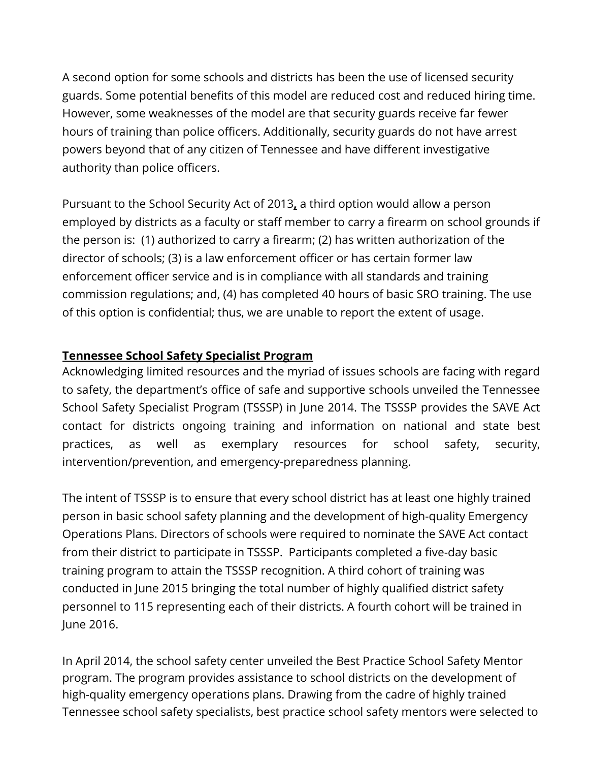A second option for some schools and districts has been the use of licensed security guards. Some potential benefits of this model are reduced cost and reduced hiring time. However, some weaknesses of the model are that security guards receive far fewer hours of training than police officers. Additionally, security guards do not have arrest powers beyond that of any citizen of Tennessee and have different investigative authority than police officers.

Pursuant to the School Security Act of 2013, a third option would allow a person employed by districts as a faculty or staff member to carry a firearm on school grounds if the person is: (1) authorized to carry a firearm; (2) has written authorization of the director of schools; (3) is a law enforcement officer or has certain former law enforcement officer service and is in compliance with all standards and training commission regulations; and, (4) has completed 40 hours of basic SRO training. The use of this option is confidential; thus, we are unable to report the extent of usage.

## Tennessee School Safety Specialist Program

Acknowledging limited resources and the myriad of issues schools are facing with regard to safety, the department's office of safe and supportive schools unveiled the Tennessee School Safety Specialist Program (TSSSP) in June 2014. The TSSSP provides the SAVE Act contact for districts ongoing training and information on national and state best practices, as well as exemplary resources for school safety, security, intervention/prevention, and emergency-preparedness planning.

The intent of TSSSP is to ensure that every school district has at least one highly trained person in basic school safety planning and the development of high-quality Emergency Operations Plans. Directors of schools were required to nominate the SAVE Act contact from their district to participate in TSSSP. Participants completed a five-day basic training program to attain the TSSSP recognition. A third cohort of training was conducted in June 2015 bringing the total number of highly qualified district safety personnel to 115 representing each of their districts. A fourth cohort will be trained in June 2016.

In April 2014, the school safety center unveiled the Best Practice School Safety Mentor program. The program provides assistance to school districts on the development of high-quality emergency operations plans. Drawing from the cadre of highly trained Tennessee school safety specialists, best practice school safety mentors were selected to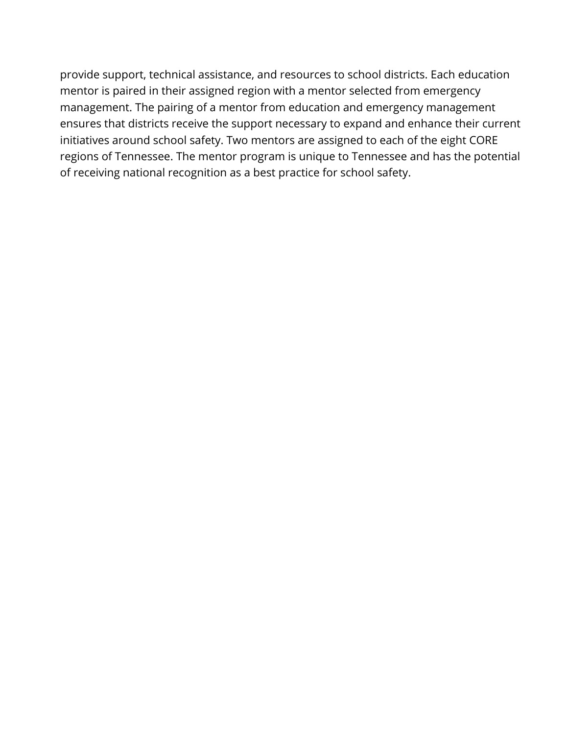provide support, technical assistance, and resources to school districts. Each education mentor is paired in their assigned region with a mentor selected from emergency management. The pairing of a mentor from education and emergency management ensures that districts receive the support necessary to expand and enhance their current initiatives around school safety. Two mentors are assigned to each of the eight CORE regions of Tennessee. The mentor program is unique to Tennessee and has the potential of receiving national recognition as a best practice for school safety.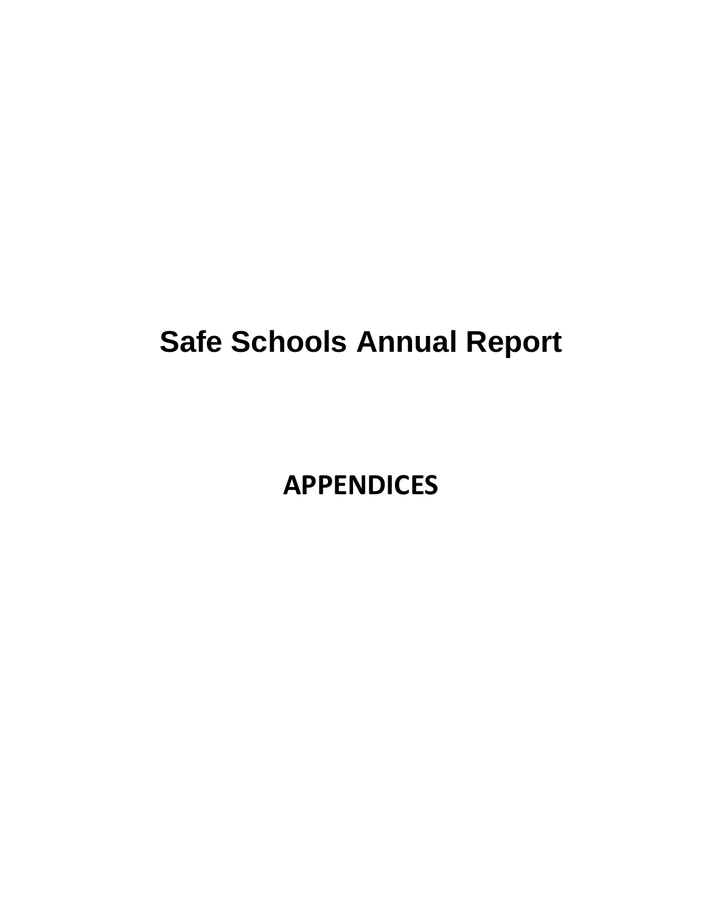# Safe Schools Annual Report

## APPENDICES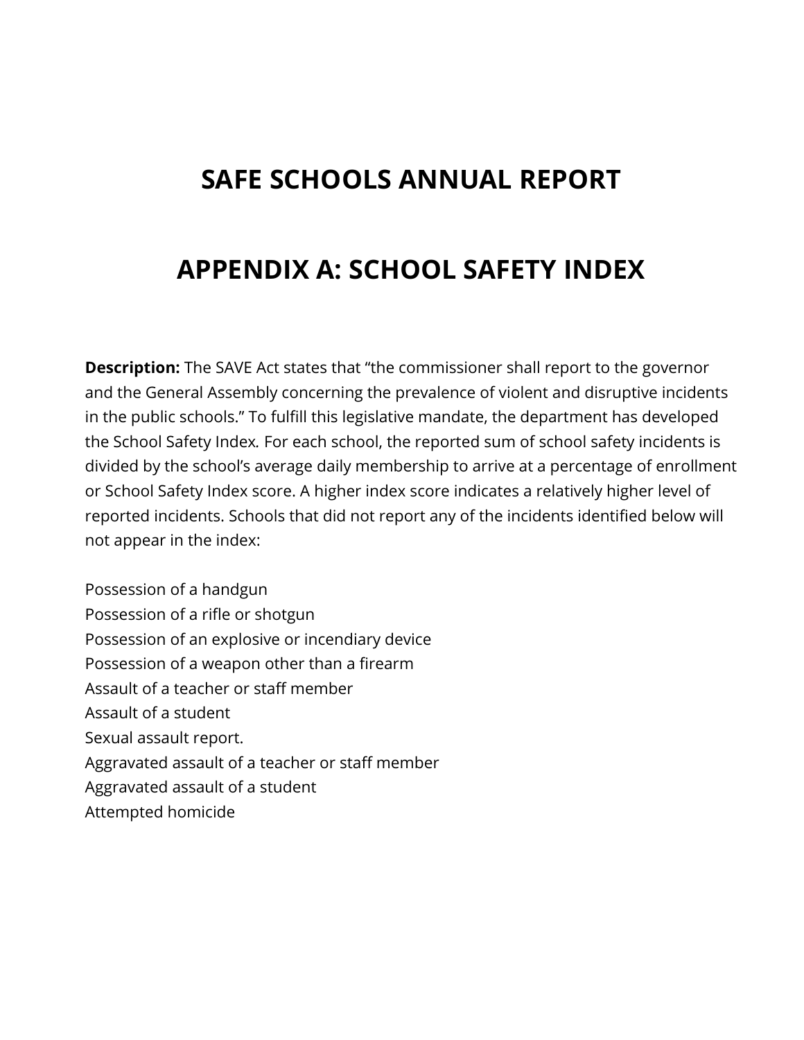# SAFE SCHOOLS ANNUAL REPORT

# APPENDIX A: SCHOOL SAFETY INDEX

**Description:** The SAVE Act states that "the commissioner shall report to the governor and the General Assembly concerning the prevalence of violent and disruptive incidents in the public schools." To fulfill this legislative mandate, the department has developed the School Safety Index. For each school, the reported sum of school safety incidents is divided by the school's average daily membership to arrive at a percentage of enrollment or School Safety Index score. A higher index score indicates a relatively higher level of reported incidents. Schools that did not report any of the incidents identified below will not appear in the index:

Possession of a handgun
Possession of a rifle or shotgun
Possession of an explosive or incendiary device
Possession of a weapon other than a firearm
Assault of a teacher or staff member
Assault of a student
Sexual assault report.
Aggravated assault of a teacher or staff member
Aggravated assault of a student
Attempted homicide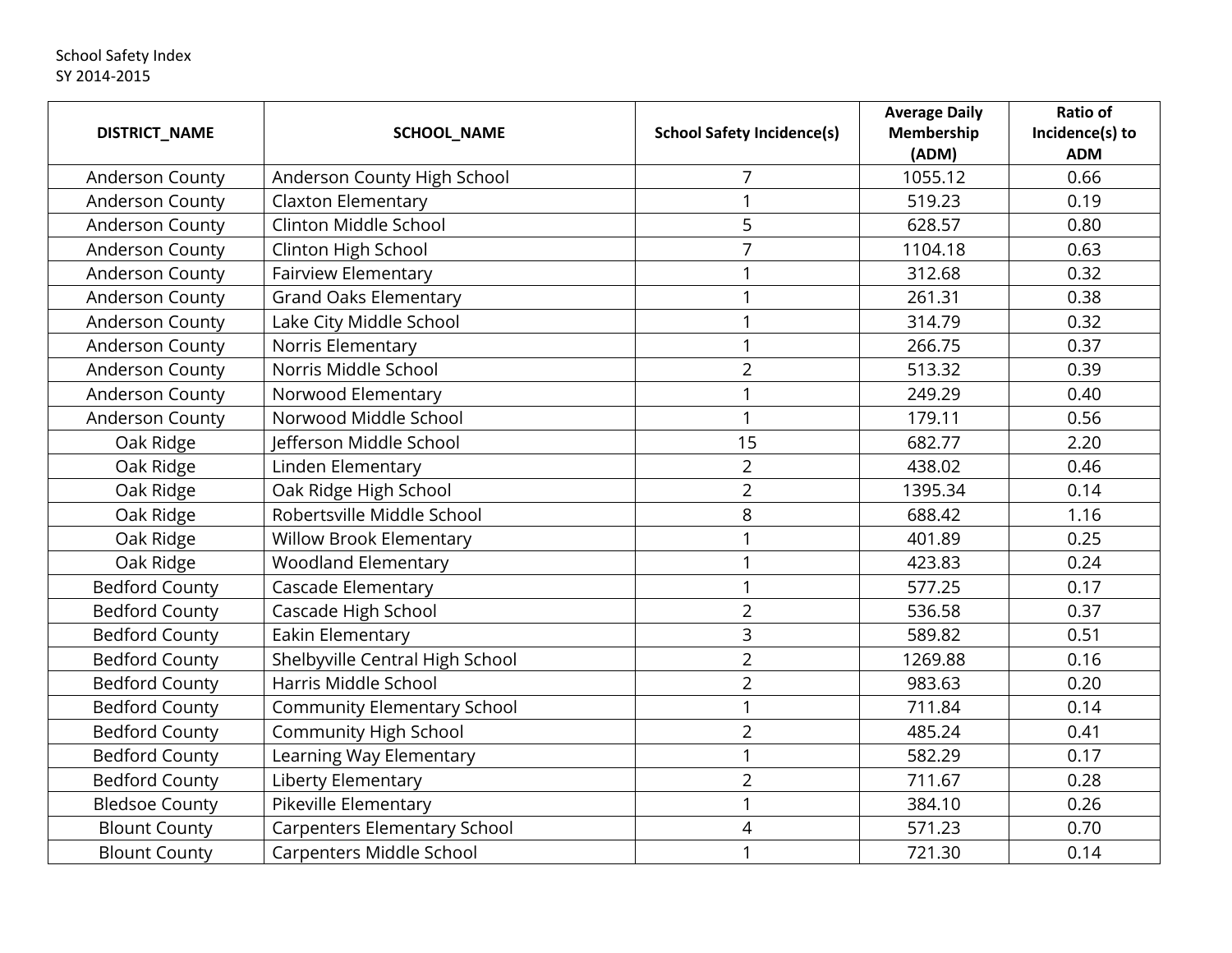School Safety Index
SY 2014-2015

| DISTRICT_NAME | SCHOOL_NAME | School Safety Incidence(s) | Average Daily Membership (ADM) | Ratio of Incidence(s) to ADM |
|---|---|---|---|---|
| Anderson County | Anderson County High School | 7 | 1055.12 | 0.66 |
| Anderson County | Claxton Elementary | 1 | 519.23 | 0.19 |
| Anderson County | Clinton Middle School | 5 | 628.57 | 0.80 |
| Anderson County | Clinton High School | 7 | 1104.18 | 0.63 |
| Anderson County | Fairview Elementary | 1 | 312.68 | 0.32 |
| Anderson County | Grand Oaks Elementary | 1 | 261.31 | 0.38 |
| Anderson County | Lake City Middle School | 1 | 314.79 | 0.32 |
| Anderson County | Norris Elementary | 1 | 266.75 | 0.37 |
| Anderson County | Norris Middle School | 2 | 513.32 | 0.39 |
| Anderson County | Norwood Elementary | 1 | 249.29 | 0.40 |
| Anderson County | Norwood Middle School | 1 | 179.11 | 0.56 |
| Oak Ridge | Jefferson Middle School | 15 | 682.77 | 2.20 |
| Oak Ridge | Linden Elementary | 2 | 438.02 | 0.46 |
| Oak Ridge | Oak Ridge High School | 2 | 1395.34 | 0.14 |
| Oak Ridge | Robertsville Middle School | 8 | 688.42 | 1.16 |
| Oak Ridge | Willow Brook Elementary | 1 | 401.89 | 0.25 |
| Oak Ridge | Woodland Elementary | 1 | 423.83 | 0.24 |
| Bedford County | Cascade Elementary | 1 | 577.25 | 0.17 |
| Bedford County | Cascade High School | 2 | 536.58 | 0.37 |
| Bedford County | Eakin Elementary | 3 | 589.82 | 0.51 |
| Bedford County | Shelbyville Central High School | 2 | 1269.88 | 0.16 |
| Bedford County | Harris Middle School | 2 | 983.63 | 0.20 |
| Bedford County | Community Elementary School | 1 | 711.84 | 0.14 |
| Bedford County | Community High School | 2 | 485.24 | 0.41 |
| Bedford County | Learning Way Elementary | 1 | 582.29 | 0.17 |
| Bedford County | Liberty Elementary | 2 | 711.67 | 0.28 |
| Bledsoe County | Pikeville Elementary | 1 | 384.10 | 0.26 |
| Blount County | Carpenters Elementary School | 4 | 571.23 | 0.70 |
| Blount County | Carpenters Middle School | 1 | 721.30 | 0.14 |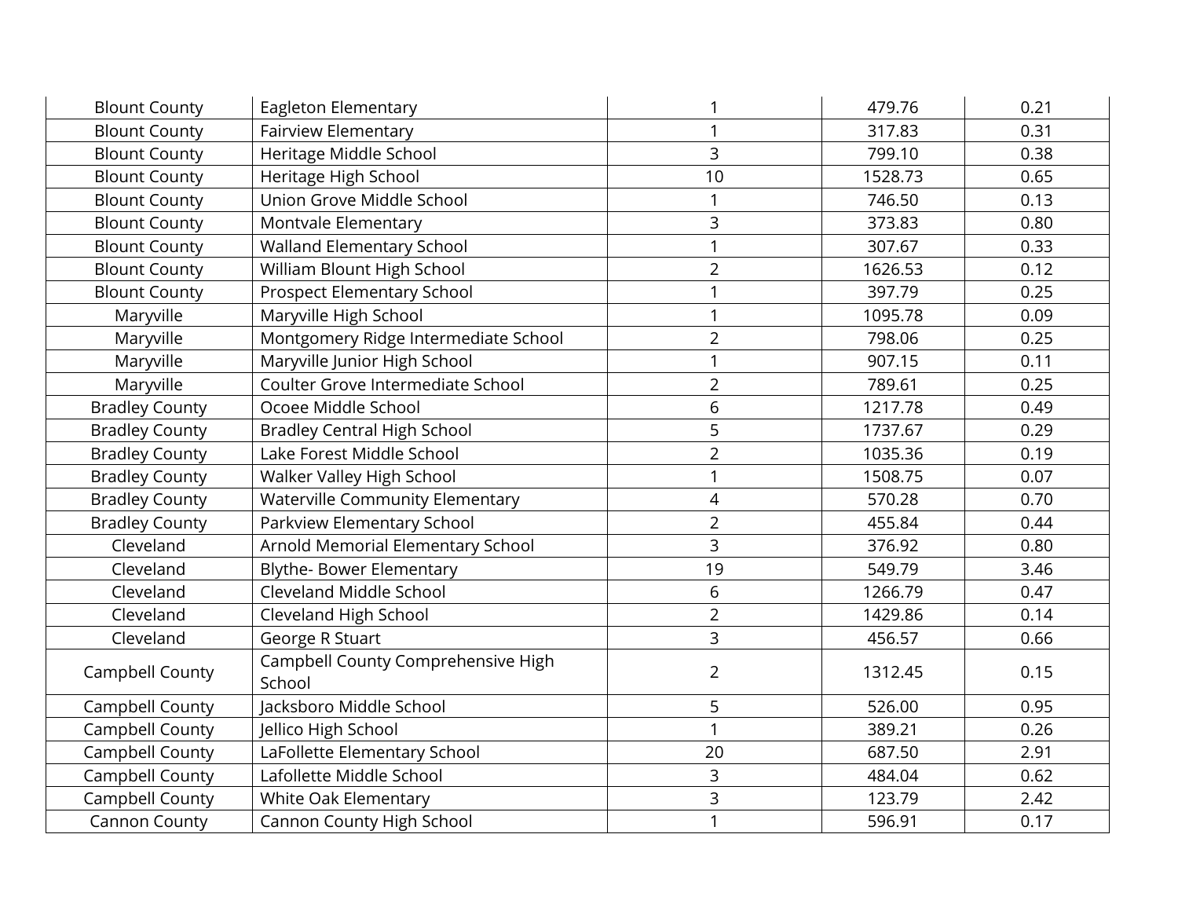| | | | | |
|---|---|---|---|---|
| Blount County | Eagleton Elementary | 1 | 479.76 | 0.21 |
| Blount County | Fairview Elementary | 1 | 317.83 | 0.31 |
| Blount County | Heritage Middle School | 3 | 799.10 | 0.38 |
| Blount County | Heritage High School | 10 | 1528.73 | 0.65 |
| Blount County | Union Grove Middle School | 1 | 746.50 | 0.13 |
| Blount County | Montvale Elementary | 3 | 373.83 | 0.80 |
| Blount County | Walland Elementary School | 1 | 307.67 | 0.33 |
| Blount County | William Blount High School | 2 | 1626.53 | 0.12 |
| Blount County | Prospect Elementary School | 1 | 397.79 | 0.25 |
| Maryville | Maryville High School | 1 | 1095.78 | 0.09 |
| Maryville | Montgomery Ridge Intermediate School | 2 | 798.06 | 0.25 |
| Maryville | Maryville Junior High School | 1 | 907.15 | 0.11 |
| Maryville | Coulter Grove Intermediate School | 2 | 789.61 | 0.25 |
| Bradley County | Ocoee Middle School | 6 | 1217.78 | 0.49 |
| Bradley County | Bradley Central High School | 5 | 1737.67 | 0.29 |
| Bradley County | Lake Forest Middle School | 2 | 1035.36 | 0.19 |
| Bradley County | Walker Valley High School | 1 | 1508.75 | 0.07 |
| Bradley County | Waterville Community Elementary | 4 | 570.28 | 0.70 |
| Bradley County | Parkview Elementary School | 2 | 455.84 | 0.44 |
| Cleveland | Arnold Memorial Elementary School | 3 | 376.92 | 0.80 |
| Cleveland | Blythe- Bower Elementary | 19 | 549.79 | 3.46 |
| Cleveland | Cleveland Middle School | 6 | 1266.79 | 0.47 |
| Cleveland | Cleveland High School | 2 | 1429.86 | 0.14 |
| Cleveland | George R Stuart | 3 | 456.57 | 0.66 |
| Campbell County | Campbell County Comprehensive High School | 2 | 1312.45 | 0.15 |
| Campbell County | Jacksboro Middle School | 5 | 526.00 | 0.95 |
| Campbell County | Jellico High School | 1 | 389.21 | 0.26 |
| Campbell County | LaFollette Elementary School | 20 | 687.50 | 2.91 |
| Campbell County | Lafollette Middle School | 3 | 484.04 | 0.62 |
| Campbell County | White Oak Elementary | 3 | 123.79 | 2.42 |
| Cannon County | Cannon County High School | 1 | 596.91 | 0.17 |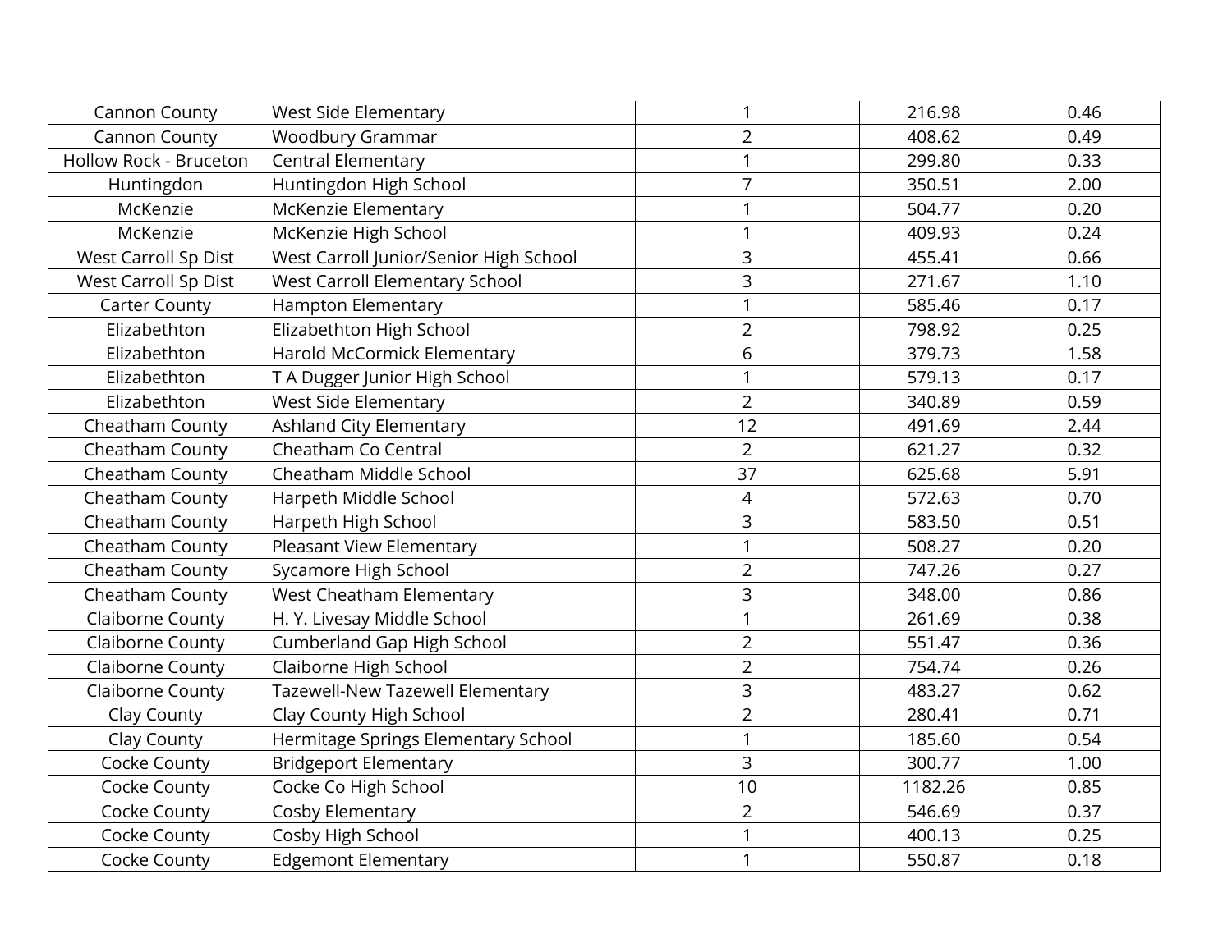| | | | | |
|---|---|---|---|---|
| Cannon County | West Side Elementary | 1 | 216.98 | 0.46 |
| Cannon County | Woodbury Grammar | 2 | 408.62 | 0.49 |
| Hollow Rock - Bruceton | Central Elementary | 1 | 299.80 | 0.33 |
| Huntingdon | Huntingdon High School | 7 | 350.51 | 2.00 |
| McKenzie | McKenzie Elementary | 1 | 504.77 | 0.20 |
| McKenzie | McKenzie High School | 1 | 409.93 | 0.24 |
| West Carroll Sp Dist | West Carroll Junior/Senior High School | 3 | 455.41 | 0.66 |
| West Carroll Sp Dist | West Carroll Elementary School | 3 | 271.67 | 1.10 |
| Carter County | Hampton Elementary | 1 | 585.46 | 0.17 |
| Elizabethton | Elizabethton High School | 2 | 798.92 | 0.25 |
| Elizabethton | Harold McCormick Elementary | 6 | 379.73 | 1.58 |
| Elizabethton | T A Dugger Junior High School | 1 | 579.13 | 0.17 |
| Elizabethton | West Side Elementary | 2 | 340.89 | 0.59 |
| Cheatham County | Ashland City Elementary | 12 | 491.69 | 2.44 |
| Cheatham County | Cheatham Co Central | 2 | 621.27 | 0.32 |
| Cheatham County | Cheatham Middle School | 37 | 625.68 | 5.91 |
| Cheatham County | Harpeth Middle School | 4 | 572.63 | 0.70 |
| Cheatham County | Harpeth High School | 3 | 583.50 | 0.51 |
| Cheatham County | Pleasant View Elementary | 1 | 508.27 | 0.20 |
| Cheatham County | Sycamore High School | 2 | 747.26 | 0.27 |
| Cheatham County | West Cheatham Elementary | 3 | 348.00 | 0.86 |
| Claiborne County | H. Y. Livesay Middle School | 1 | 261.69 | 0.38 |
| Claiborne County | Cumberland Gap High School | 2 | 551.47 | 0.36 |
| Claiborne County | Claiborne High School | 2 | 754.74 | 0.26 |
| Claiborne County | Tazewell-New Tazewell Elementary | 3 | 483.27 | 0.62 |
| Clay County | Clay County High School | 2 | 280.41 | 0.71 |
| Clay County | Hermitage Springs Elementary School | 1 | 185.60 | 0.54 |
| Cocke County | Bridgeport Elementary | 3 | 300.77 | 1.00 |
| Cocke County | Cocke Co High School | 10 | 1182.26 | 0.85 |
| Cocke County | Cosby Elementary | 2 | 546.69 | 0.37 |
| Cocke County | Cosby High School | 1 | 400.13 | 0.25 |
| Cocke County | Edgemont Elementary | 1 | 550.87 | 0.18 |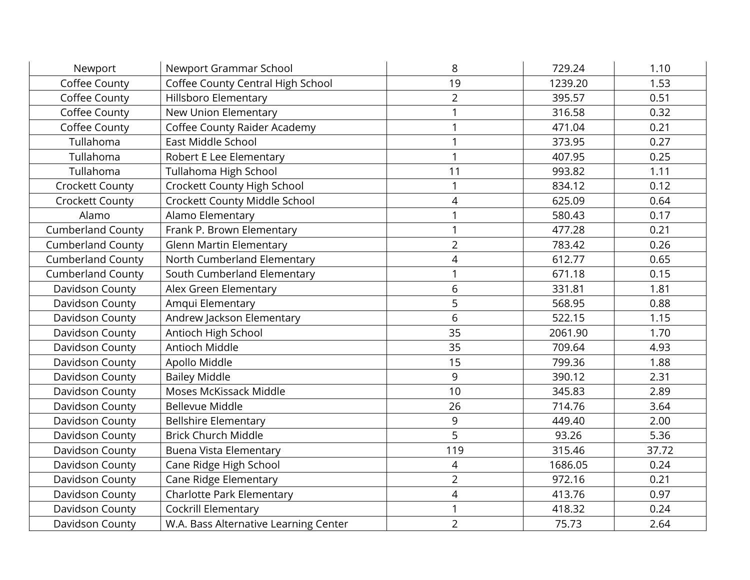| | | | | |
|---|---|---|---|---|
| Newport | Newport Grammar School | 8 | 729.24 | 1.10 |
| Coffee County | Coffee County Central High School | 19 | 1239.20 | 1.53 |
| Coffee County | Hillsboro Elementary | 2 | 395.57 | 0.51 |
| Coffee County | New Union Elementary | 1 | 316.58 | 0.32 |
| Coffee County | Coffee County Raider Academy | 1 | 471.04 | 0.21 |
| Tullahoma | East Middle School | 1 | 373.95 | 0.27 |
| Tullahoma | Robert E Lee Elementary | 1 | 407.95 | 0.25 |
| Tullahoma | Tullahoma High School | 11 | 993.82 | 1.11 |
| Crockett County | Crockett County High School | 1 | 834.12 | 0.12 |
| Crockett County | Crockett County Middle School | 4 | 625.09 | 0.64 |
| Alamo | Alamo Elementary | 1 | 580.43 | 0.17 |
| Cumberland County | Frank P. Brown Elementary | 1 | 477.28 | 0.21 |
| Cumberland County | Glenn Martin Elementary | 2 | 783.42 | 0.26 |
| Cumberland County | North Cumberland Elementary | 4 | 612.77 | 0.65 |
| Cumberland County | South Cumberland Elementary | 1 | 671.18 | 0.15 |
| Davidson County | Alex Green Elementary | 6 | 331.81 | 1.81 |
| Davidson County | Amqui Elementary | 5 | 568.95 | 0.88 |
| Davidson County | Andrew Jackson Elementary | 6 | 522.15 | 1.15 |
| Davidson County | Antioch High School | 35 | 2061.90 | 1.70 |
| Davidson County | Antioch Middle | 35 | 709.64 | 4.93 |
| Davidson County | Apollo Middle | 15 | 799.36 | 1.88 |
| Davidson County | Bailey Middle | 9 | 390.12 | 2.31 |
| Davidson County | Moses McKissack Middle | 10 | 345.83 | 2.89 |
| Davidson County | Bellevue Middle | 26 | 714.76 | 3.64 |
| Davidson County | Bellshire Elementary | 9 | 449.40 | 2.00 |
| Davidson County | Brick Church Middle | 5 | 93.26 | 5.36 |
| Davidson County | Buena Vista Elementary | 119 | 315.46 | 37.72 |
| Davidson County | Cane Ridge High School | 4 | 1686.05 | 0.24 |
| Davidson County | Cane Ridge Elementary | 2 | 972.16 | 0.21 |
| Davidson County | Charlotte Park Elementary | 4 | 413.76 | 0.97 |
| Davidson County | Cockrill Elementary | 1 | 418.32 | 0.24 |
| Davidson County | W.A. Bass Alternative Learning Center | 2 | 75.73 | 2.64 |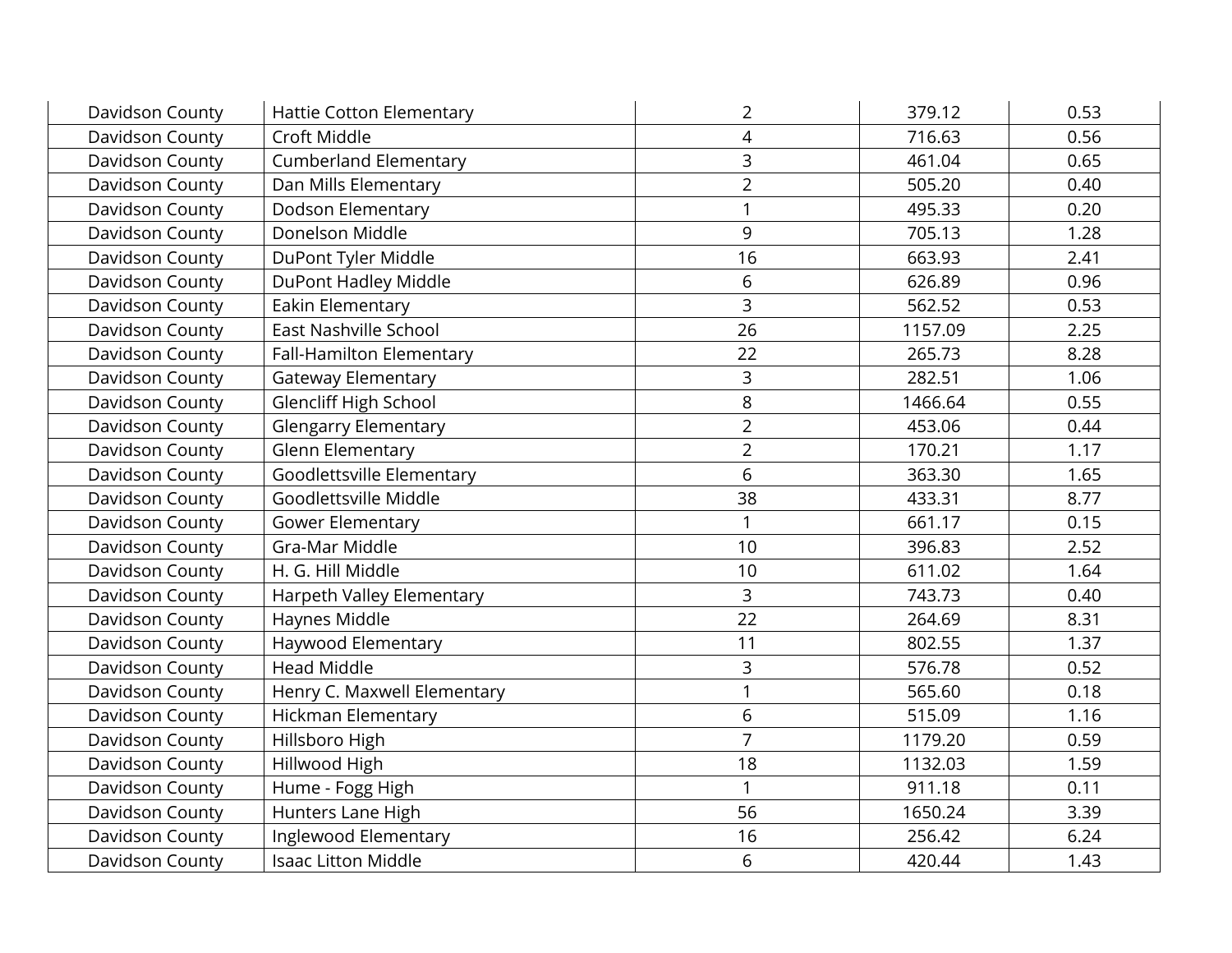| | | | | |
|---|---|---|---|---|
| Davidson County | Hattie Cotton Elementary | 2 | 379.12 | 0.53 |
| Davidson County | Croft Middle | 4 | 716.63 | 0.56 |
| Davidson County | Cumberland Elementary | 3 | 461.04 | 0.65 |
| Davidson County | Dan Mills Elementary | 2 | 505.20 | 0.40 |
| Davidson County | Dodson Elementary | 1 | 495.33 | 0.20 |
| Davidson County | Donelson Middle | 9 | 705.13 | 1.28 |
| Davidson County | DuPont Tyler Middle | 16 | 663.93 | 2.41 |
| Davidson County | DuPont Hadley Middle | 6 | 626.89 | 0.96 |
| Davidson County | Eakin Elementary | 3 | 562.52 | 0.53 |
| Davidson County | East Nashville School | 26 | 1157.09 | 2.25 |
| Davidson County | Fall-Hamilton Elementary | 22 | 265.73 | 8.28 |
| Davidson County | Gateway Elementary | 3 | 282.51 | 1.06 |
| Davidson County | Glencliff High School | 8 | 1466.64 | 0.55 |
| Davidson County | Glengarry Elementary | 2 | 453.06 | 0.44 |
| Davidson County | Glenn Elementary | 2 | 170.21 | 1.17 |
| Davidson County | Goodlettsville Elementary | 6 | 363.30 | 1.65 |
| Davidson County | Goodlettsville Middle | 38 | 433.31 | 8.77 |
| Davidson County | Gower Elementary | 1 | 661.17 | 0.15 |
| Davidson County | Gra-Mar Middle | 10 | 396.83 | 2.52 |
| Davidson County | H. G. Hill Middle | 10 | 611.02 | 1.64 |
| Davidson County | Harpeth Valley Elementary | 3 | 743.73 | 0.40 |
| Davidson County | Haynes Middle | 22 | 264.69 | 8.31 |
| Davidson County | Haywood Elementary | 11 | 802.55 | 1.37 |
| Davidson County | Head Middle | 3 | 576.78 | 0.52 |
| Davidson County | Henry C. Maxwell Elementary | 1 | 565.60 | 0.18 |
| Davidson County | Hickman Elementary | 6 | 515.09 | 1.16 |
| Davidson County | Hillsboro High | 7 | 1179.20 | 0.59 |
| Davidson County | Hillwood High | 18 | 1132.03 | 1.59 |
| Davidson County | Hume - Fogg High | 1 | 911.18 | 0.11 |
| Davidson County | Hunters Lane High | 56 | 1650.24 | 3.39 |
| Davidson County | Inglewood Elementary | 16 | 256.42 | 6.24 |
| Davidson County | Isaac Litton Middle | 6 | 420.44 | 1.43 |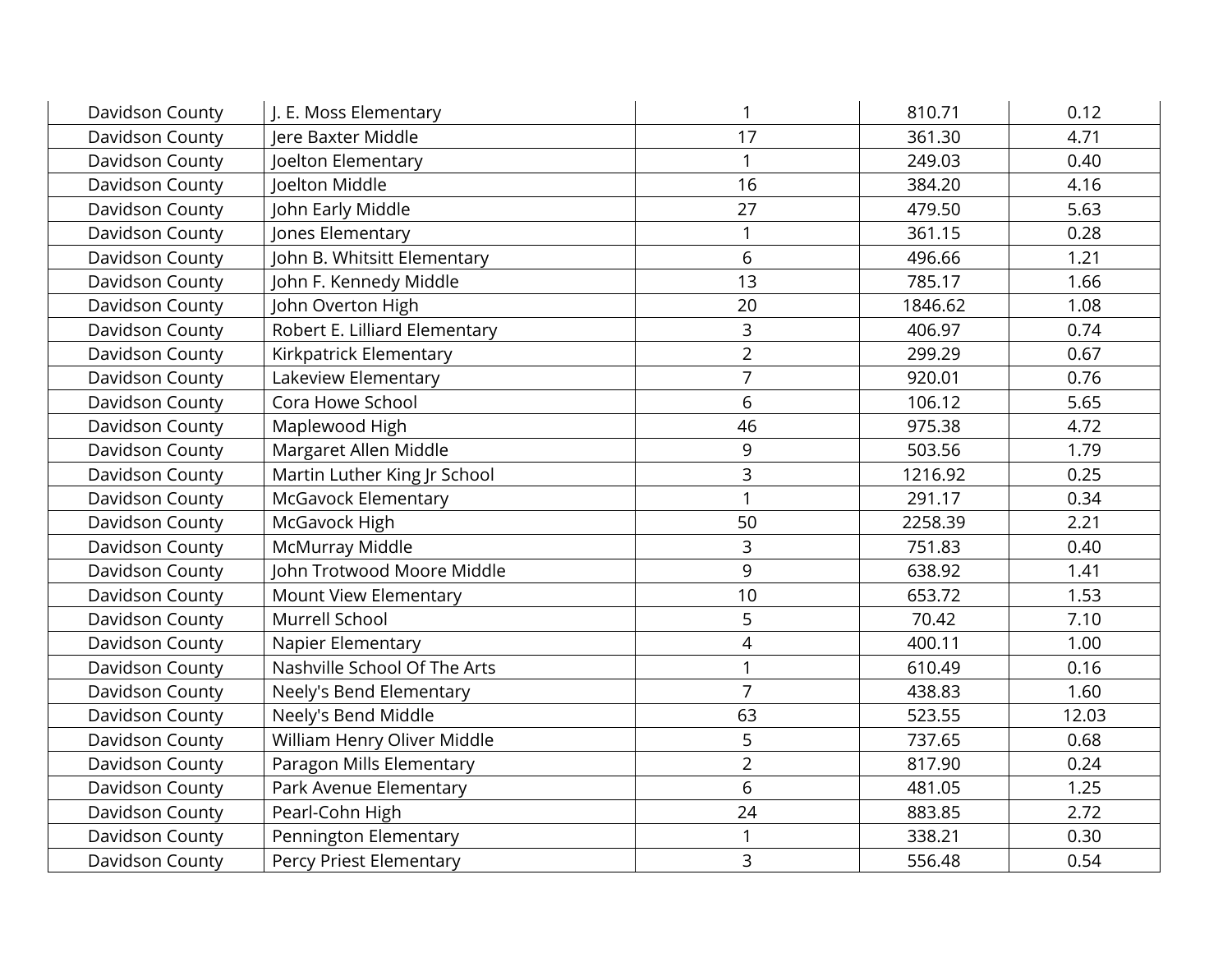| | | | | |
|---|---|---|---|---|
| Davidson County | J. E. Moss Elementary | 1 | 810.71 | 0.12 |
| Davidson County | Jere Baxter Middle | 17 | 361.30 | 4.71 |
| Davidson County | Joelton Elementary | 1 | 249.03 | 0.40 |
| Davidson County | Joelton Middle | 16 | 384.20 | 4.16 |
| Davidson County | John Early Middle | 27 | 479.50 | 5.63 |
| Davidson County | Jones Elementary | 1 | 361.15 | 0.28 |
| Davidson County | John B. Whitsitt Elementary | 6 | 496.66 | 1.21 |
| Davidson County | John F. Kennedy Middle | 13 | 785.17 | 1.66 |
| Davidson County | John Overton High | 20 | 1846.62 | 1.08 |
| Davidson County | Robert E. Lilliard Elementary | 3 | 406.97 | 0.74 |
| Davidson County | Kirkpatrick Elementary | 2 | 299.29 | 0.67 |
| Davidson County | Lakeview Elementary | 7 | 920.01 | 0.76 |
| Davidson County | Cora Howe School | 6 | 106.12 | 5.65 |
| Davidson County | Maplewood High | 46 | 975.38 | 4.72 |
| Davidson County | Margaret Allen Middle | 9 | 503.56 | 1.79 |
| Davidson County | Martin Luther King Jr School | 3 | 1216.92 | 0.25 |
| Davidson County | McGavock Elementary | 1 | 291.17 | 0.34 |
| Davidson County | McGavock High | 50 | 2258.39 | 2.21 |
| Davidson County | McMurray Middle | 3 | 751.83 | 0.40 |
| Davidson County | John Trotwood Moore Middle | 9 | 638.92 | 1.41 |
| Davidson County | Mount View Elementary | 10 | 653.72 | 1.53 |
| Davidson County | Murrell School | 5 | 70.42 | 7.10 |
| Davidson County | Napier Elementary | 4 | 400.11 | 1.00 |
| Davidson County | Nashville School Of The Arts | 1 | 610.49 | 0.16 |
| Davidson County | Neely's Bend Elementary | 7 | 438.83 | 1.60 |
| Davidson County | Neely's Bend Middle | 63 | 523.55 | 12.03 |
| Davidson County | William Henry Oliver Middle | 5 | 737.65 | 0.68 |
| Davidson County | Paragon Mills Elementary | 2 | 817.90 | 0.24 |
| Davidson County | Park Avenue Elementary | 6 | 481.05 | 1.25 |
| Davidson County | Pearl-Cohn High | 24 | 883.85 | 2.72 |
| Davidson County | Pennington Elementary | 1 | 338.21 | 0.30 |
| Davidson County | Percy Priest Elementary | 3 | 556.48 | 0.54 |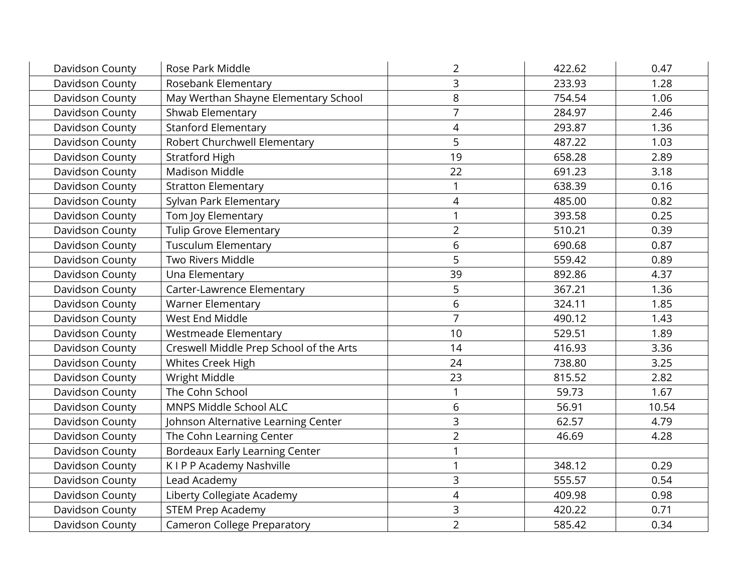| | | | | |
|---|---|---|---|---|
| Davidson County | Rose Park Middle | 2 | 422.62 | 0.47 |
| Davidson County | Rosebank Elementary | 3 | 233.93 | 1.28 |
| Davidson County | May Werthan Shayne Elementary School | 8 | 754.54 | 1.06 |
| Davidson County | Shwab Elementary | 7 | 284.97 | 2.46 |
| Davidson County | Stanford Elementary | 4 | 293.87 | 1.36 |
| Davidson County | Robert Churchwell Elementary | 5 | 487.22 | 1.03 |
| Davidson County | Stratford High | 19 | 658.28 | 2.89 |
| Davidson County | Madison Middle | 22 | 691.23 | 3.18 |
| Davidson County | Stratton Elementary | 1 | 638.39 | 0.16 |
| Davidson County | Sylvan Park Elementary | 4 | 485.00 | 0.82 |
| Davidson County | Tom Joy Elementary | 1 | 393.58 | 0.25 |
| Davidson County | Tulip Grove Elementary | 2 | 510.21 | 0.39 |
| Davidson County | Tusculum Elementary | 6 | 690.68 | 0.87 |
| Davidson County | Two Rivers Middle | 5 | 559.42 | 0.89 |
| Davidson County | Una Elementary | 39 | 892.86 | 4.37 |
| Davidson County | Carter-Lawrence Elementary | 5 | 367.21 | 1.36 |
| Davidson County | Warner Elementary | 6 | 324.11 | 1.85 |
| Davidson County | West End Middle | 7 | 490.12 | 1.43 |
| Davidson County | Westmeade Elementary | 10 | 529.51 | 1.89 |
| Davidson County | Creswell Middle Prep School of the Arts | 14 | 416.93 | 3.36 |
| Davidson County | Whites Creek High | 24 | 738.80 | 3.25 |
| Davidson County | Wright Middle | 23 | 815.52 | 2.82 |
| Davidson County | The Cohn School | 1 | 59.73 | 1.67 |
| Davidson County | MNPS Middle School ALC | 6 | 56.91 | 10.54 |
| Davidson County | Johnson Alternative Learning Center | 3 | 62.57 | 4.79 |
| Davidson County | The Cohn Learning Center | 2 | 46.69 | 4.28 |
| Davidson County | Bordeaux Early Learning Center | 1 | | |
| Davidson County | K I P P Academy Nashville | 1 | 348.12 | 0.29 |
| Davidson County | Lead Academy | 3 | 555.57 | 0.54 |
| Davidson County | Liberty Collegiate Academy | 4 | 409.98 | 0.98 |
| Davidson County | STEM Prep Academy | 3 | 420.22 | 0.71 |
| Davidson County | Cameron College Preparatory | 2 | 585.42 | 0.34 |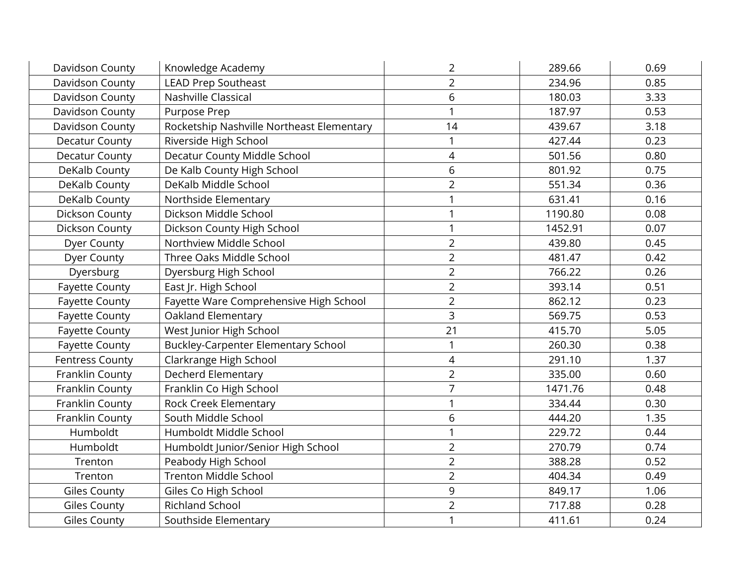| | | | | |
|---|---|---|---|---|
| Davidson County | Knowledge Academy | 2 | 289.66 | 0.69 |
| Davidson County | LEAD Prep Southeast | 2 | 234.96 | 0.85 |
| Davidson County | Nashville Classical | 6 | 180.03 | 3.33 |
| Davidson County | Purpose Prep | 1 | 187.97 | 0.53 |
| Davidson County | Rocketship Nashville Northeast Elementary | 14 | 439.67 | 3.18 |
| Decatur County | Riverside High School | 1 | 427.44 | 0.23 |
| Decatur County | Decatur County Middle School | 4 | 501.56 | 0.80 |
| DeKalb County | De Kalb County High School | 6 | 801.92 | 0.75 |
| DeKalb County | DeKalb Middle School | 2 | 551.34 | 0.36 |
| DeKalb County | Northside Elementary | 1 | 631.41 | 0.16 |
| Dickson County | Dickson Middle School | 1 | 1190.80 | 0.08 |
| Dickson County | Dickson County High School | 1 | 1452.91 | 0.07 |
| Dyer County | Northview Middle School | 2 | 439.80 | 0.45 |
| Dyer County | Three Oaks Middle School | 2 | 481.47 | 0.42 |
| Dyersburg | Dyersburg High School | 2 | 766.22 | 0.26 |
| Fayette County | East Jr. High School | 2 | 393.14 | 0.51 |
| Fayette County | Fayette Ware Comprehensive High School | 2 | 862.12 | 0.23 |
| Fayette County | Oakland Elementary | 3 | 569.75 | 0.53 |
| Fayette County | West Junior High School | 21 | 415.70 | 5.05 |
| Fayette County | Buckley-Carpenter Elementary School | 1 | 260.30 | 0.38 |
| Fentress County | Clarkrange High School | 4 | 291.10 | 1.37 |
| Franklin County | Decherd Elementary | 2 | 335.00 | 0.60 |
| Franklin County | Franklin Co High School | 7 | 1471.76 | 0.48 |
| Franklin County | Rock Creek Elementary | 1 | 334.44 | 0.30 |
| Franklin County | South Middle School | 6 | 444.20 | 1.35 |
| Humboldt | Humboldt Middle School | 1 | 229.72 | 0.44 |
| Humboldt | Humboldt Junior/Senior High School | 2 | 270.79 | 0.74 |
| Trenton | Peabody High School | 2 | 388.28 | 0.52 |
| Trenton | Trenton Middle School | 2 | 404.34 | 0.49 |
| Giles County | Giles Co High School | 9 | 849.17 | 1.06 |
| Giles County | Richland School | 2 | 717.88 | 0.28 |
| Giles County | Southside Elementary | 1 | 411.61 | 0.24 |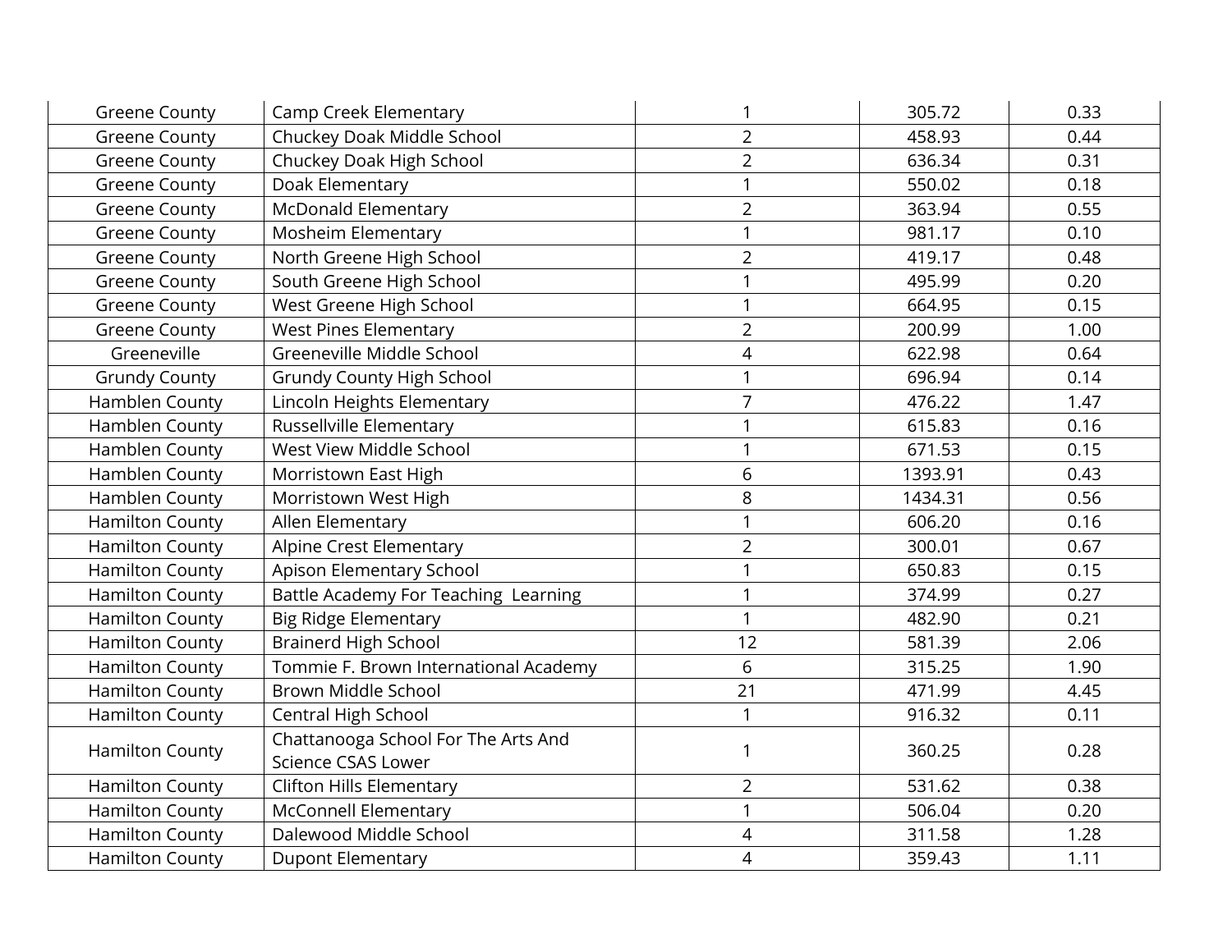| | | | | |
|---|---|---|---|---|
| Greene County | Camp Creek Elementary | 1 | 305.72 | 0.33 |
| Greene County | Chuckey Doak Middle School | 2 | 458.93 | 0.44 |
| Greene County | Chuckey Doak High School | 2 | 636.34 | 0.31 |
| Greene County | Doak Elementary | 1 | 550.02 | 0.18 |
| Greene County | McDonald Elementary | 2 | 363.94 | 0.55 |
| Greene County | Mosheim Elementary | 1 | 981.17 | 0.10 |
| Greene County | North Greene High School | 2 | 419.17 | 0.48 |
| Greene County | South Greene High School | 1 | 495.99 | 0.20 |
| Greene County | West Greene High School | 1 | 664.95 | 0.15 |
| Greene County | West Pines Elementary | 2 | 200.99 | 1.00 |
| Greeneville | Greeneville Middle School | 4 | 622.98 | 0.64 |
| Grundy County | Grundy County High School | 1 | 696.94 | 0.14 |
| Hamblen County | Lincoln Heights Elementary | 7 | 476.22 | 1.47 |
| Hamblen County | Russellville Elementary | 1 | 615.83 | 0.16 |
| Hamblen County | West View Middle School | 1 | 671.53 | 0.15 |
| Hamblen County | Morristown East High | 6 | 1393.91 | 0.43 |
| Hamblen County | Morristown West High | 8 | 1434.31 | 0.56 |
| Hamilton County | Allen Elementary | 1 | 606.20 | 0.16 |
| Hamilton County | Alpine Crest Elementary | 2 | 300.01 | 0.67 |
| Hamilton County | Apison Elementary School | 1 | 650.83 | 0.15 |
| Hamilton County | Battle Academy For Teaching Learning | 1 | 374.99 | 0.27 |
| Hamilton County | Big Ridge Elementary | 1 | 482.90 | 0.21 |
| Hamilton County | Brainerd High School | 12 | 581.39 | 2.06 |
| Hamilton County | Tommie F. Brown International Academy | 6 | 315.25 | 1.90 |
| Hamilton County | Brown Middle School | 21 | 471.99 | 4.45 |
| Hamilton County | Central High School | 1 | 916.32 | 0.11 |
| Hamilton County | Chattanooga School For The Arts And Science CSAS Lower | 1 | 360.25 | 0.28 |
| Hamilton County | Clifton Hills Elementary | 2 | 531.62 | 0.38 |
| Hamilton County | McConnell Elementary | 1 | 506.04 | 0.20 |
| Hamilton County | Dalewood Middle School | 4 | 311.58 | 1.28 |
| Hamilton County | Dupont Elementary | 4 | 359.43 | 1.11 |